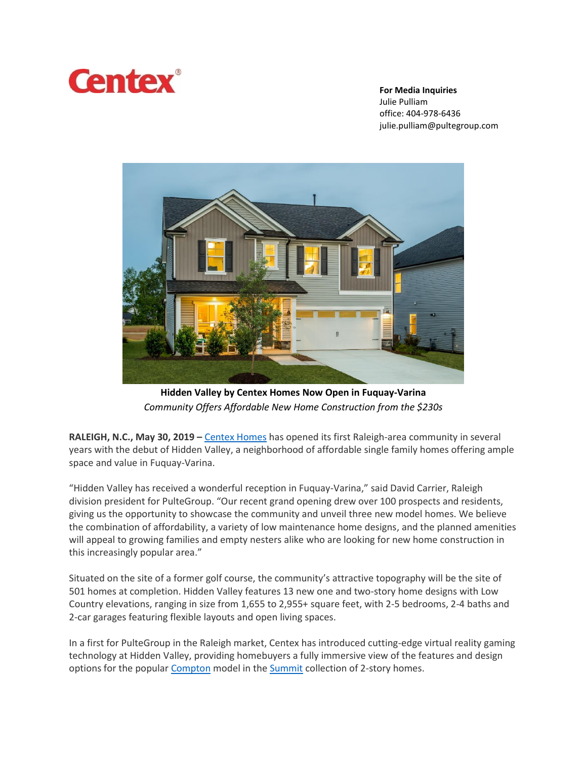Centex®

**For Media Inquiries**
Julie Pulliam
office: 404-978-6436
julie.pulliam@pultegroup.com

**Hidden Valley by Centex Homes Now Open in Fuquay-Varina**

*Community Offers Affordable New Home Construction from the $230s*

**RALEIGH, N.C., May 30, 2019 –** Centex Homes has opened its first Raleigh-area community in several years with the debut of Hidden Valley, a neighborhood of affordable single family homes offering ample space and value in Fuquay-Varina.

"Hidden Valley has received a wonderful reception in Fuquay-Varina," said David Carrier, Raleigh division president for PulteGroup. "Our recent grand opening drew over 100 prospects and residents, giving us the opportunity to showcase the community and unveil three new model homes. We believe the combination of affordability, a variety of low maintenance home designs, and the planned amenities will appeal to growing families and empty nesters alike who are looking for new home construction in this increasingly popular area."

Situated on the site of a former golf course, the community's attractive topography will be the site of 501 homes at completion. Hidden Valley features 13 new one and two-story home designs with Low Country elevations, ranging in size from 1,655 to 2,955+ square feet, with 2-5 bedrooms, 2-4 baths and 2-car garages featuring flexible layouts and open living spaces.

In a first for PulteGroup in the Raleigh market, Centex has introduced cutting-edge virtual reality gaming technology at Hidden Valley, providing homebuyers a fully immersive view of the features and design options for the popular Compton model in the Summit collection of 2-story homes.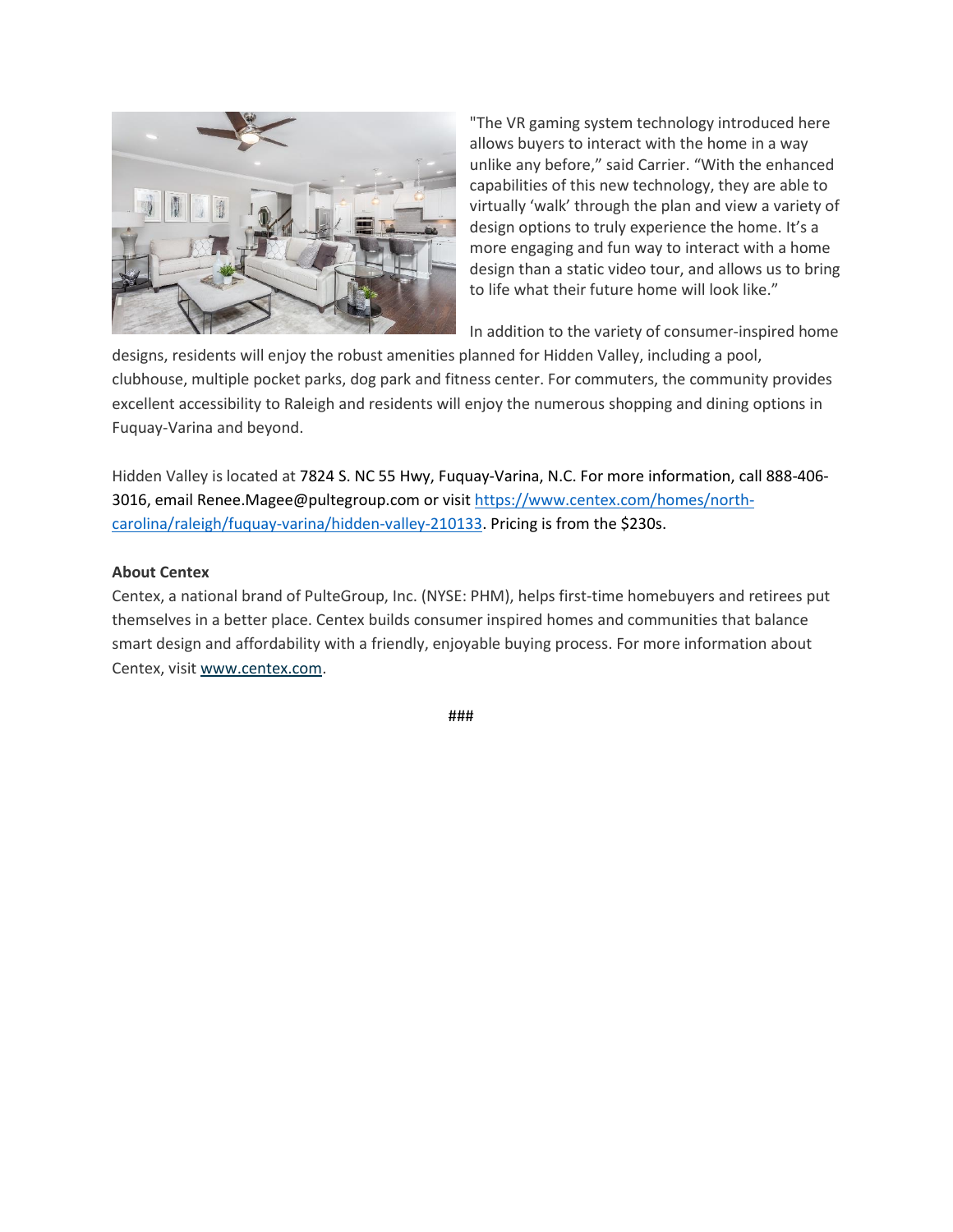"The VR gaming system technology introduced here allows buyers to interact with the home in a way unlike any before," said Carrier. "With the enhanced capabilities of this new technology, they are able to virtually 'walk' through the plan and view a variety of design options to truly experience the home. It's a more engaging and fun way to interact with a home design than a static video tour, and allows us to bring to life what their future home will look like."

In addition to the variety of consumer-inspired home designs, residents will enjoy the robust amenities planned for Hidden Valley, including a pool, clubhouse, multiple pocket parks, dog park and fitness center. For commuters, the community provides excellent accessibility to Raleigh and residents will enjoy the numerous shopping and dining options in Fuquay-Varina and beyond.

Hidden Valley is located at 7824 S. NC 55 Hwy, Fuquay-Varina, N.C. For more information, call 888-406-3016, email Renee.Magee@pultegroup.com or visit https://www.centex.com/homes/north-carolina/raleigh/fuquay-varina/hidden-valley-210133. Pricing is from the $230s.

**About Centex**

Centex, a national brand of PulteGroup, Inc. (NYSE: PHM), helps first-time homebuyers and retirees put themselves in a better place. Centex builds consumer inspired homes and communities that balance smart design and affordability with a friendly, enjoyable buying process. For more information about Centex, visit www.centex.com.

###